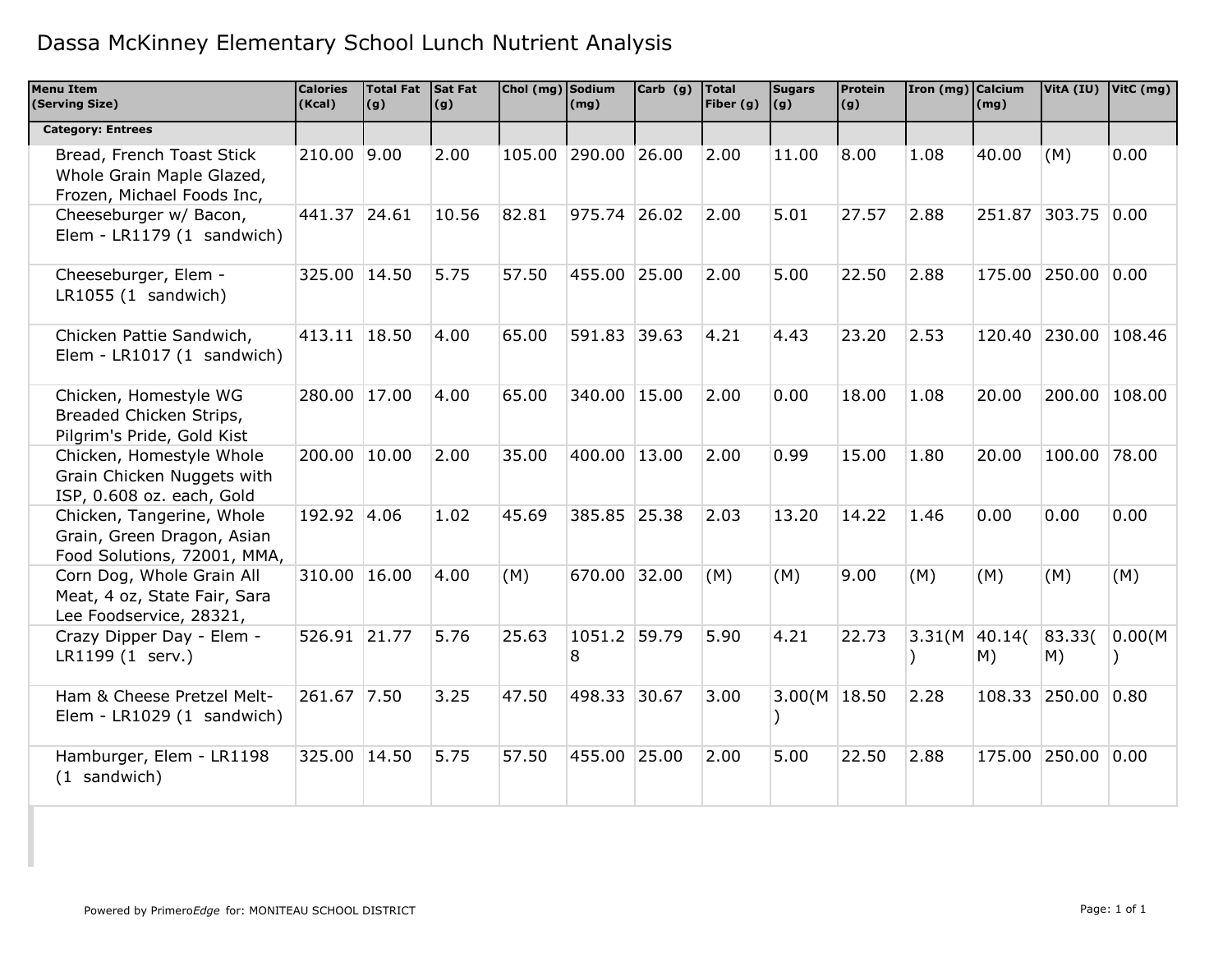# Dassa McKinney Elementary School Lunch Nutrient Analysis

| Menu Item (Serving Size) | Calories (Kcal) | Total Fat (g) | Sat Fat (g) | Chol (mg) | Sodium (mg) | Carb (g) | Total Fiber (g) | Sugars (g) | Protein (g) | Iron (mg) | Calcium (mg) | VitA (IU) | VitC (mg) |
|---|---|---|---|---|---|---|---|---|---|---|---|---|---|
| **Category: Entrees** | | | | | | | | | | | | | |
| Bread, French Toast Stick Whole Grain Maple Glazed, Frozen, Michael Foods Inc, | 210.00 | 9.00 | 2.00 | 105.00 | 290.00 | 26.00 | 2.00 | 11.00 | 8.00 | 1.08 | 40.00 | (M) | 0.00 |
| Cheeseburger w/ Bacon, Elem - LR1179 (1 sandwich) | 441.37 | 24.61 | 10.56 | 82.81 | 975.74 | 26.02 | 2.00 | 5.01 | 27.57 | 2.88 | 251.87 | 303.75 | 0.00 |
| Cheeseburger, Elem - LR1055 (1 sandwich) | 325.00 | 14.50 | 5.75 | 57.50 | 455.00 | 25.00 | 2.00 | 5.00 | 22.50 | 2.88 | 175.00 | 250.00 | 0.00 |
| Chicken Pattie Sandwich, Elem - LR1017 (1 sandwich) | 413.11 | 18.50 | 4.00 | 65.00 | 591.83 | 39.63 | 4.21 | 4.43 | 23.20 | 2.53 | 120.40 | 230.00 | 108.46 |
| Chicken, Homestyle WG Breaded Chicken Strips, Pilgrim's Pride, Gold Kist | 280.00 | 17.00 | 4.00 | 65.00 | 340.00 | 15.00 | 2.00 | 0.00 | 18.00 | 1.08 | 20.00 | 200.00 | 108.00 |
| Chicken, Homestyle Whole Grain Chicken Nuggets with ISP, 0.608 oz. each, Gold | 200.00 | 10.00 | 2.00 | 35.00 | 400.00 | 13.00 | 2.00 | 0.99 | 15.00 | 1.80 | 20.00 | 100.00 | 78.00 |
| Chicken, Tangerine, Whole Grain, Green Dragon, Asian Food Solutions, 72001, MMA, | 192.92 | 4.06 | 1.02 | 45.69 | 385.85 | 25.38 | 2.03 | 13.20 | 14.22 | 1.46 | 0.00 | 0.00 | 0.00 |
| Corn Dog, Whole Grain All Meat, 4 oz, State Fair, Sara Lee Foodservice, 28321, | 310.00 | 16.00 | 4.00 | (M) | 670.00 | 32.00 | (M) | (M) | 9.00 | (M) | (M) | (M) | (M) |
| Crazy Dipper Day - Elem - LR1199 (1 serv.) | 526.91 | 21.77 | 5.76 | 25.63 | 1051.28 | 59.79 | 5.90 | 4.21 | 22.73 | 3.31(M) | 40.14(M) | 83.33(M) | 0.00(M) |
| Ham & Cheese Pretzel Melt-Elem - LR1029 (1 sandwich) | 261.67 | 7.50 | 3.25 | 47.50 | 498.33 | 30.67 | 3.00 | 3.00(M) | 18.50 | 2.28 | 108.33 | 250.00 | 0.80 |
| Hamburger, Elem - LR1198 (1 sandwich) | 325.00 | 14.50 | 5.75 | 57.50 | 455.00 | 25.00 | 2.00 | 5.00 | 22.50 | 2.88 | 175.00 | 250.00 | 0.00 |

Powered by Primero*Edge* for: MONITEAU SCHOOL DISTRICT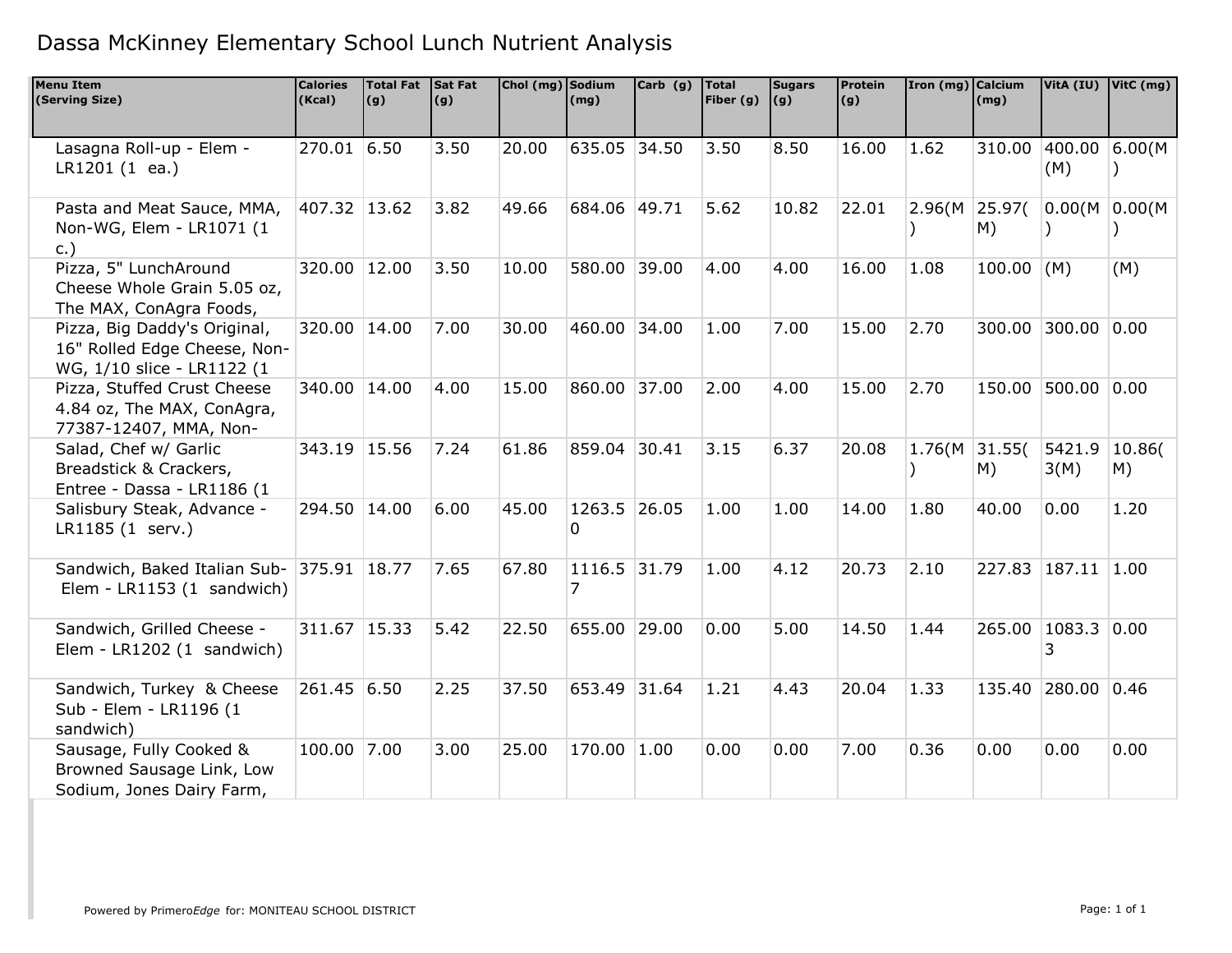# Dassa McKinney Elementary School Lunch Nutrient Analysis

| Menu Item (Serving Size) | Calories (Kcal) | Total Fat (g) | Sat Fat (g) | Chol (mg) | Sodium (mg) | Carb (g) | Total Fiber (g) | Sugars (g) | Protein (g) | Iron (mg) | Calcium (mg) | VitA (IU) | VitC (mg) |
|---|---|---|---|---|---|---|---|---|---|---|---|---|---|
| Lasagna Roll-up - Elem - LR1201 (1 ea.) | 270.01 | 6.50 | 3.50 | 20.00 | 635.05 | 34.50 | 3.50 | 8.50 | 16.00 | 1.62 | 310.00 | 400.00 (M) | 6.00(M) |
| Pasta and Meat Sauce, MMA, Non-WG, Elem - LR1071 (1 c.) | 407.32 | 13.62 | 3.82 | 49.66 | 684.06 | 49.71 | 5.62 | 10.82 | 22.01 | 2.96(M) | 25.97(M) | 0.00(M) | 0.00(M) |
| Pizza, 5" LunchAround Cheese Whole Grain 5.05 oz, The MAX, ConAgra Foods, | 320.00 | 12.00 | 3.50 | 10.00 | 580.00 | 39.00 | 4.00 | 4.00 | 16.00 | 1.08 | 100.00 | (M) | (M) |
| Pizza, Big Daddy's Original, 16" Rolled Edge Cheese, Non-WG, 1/10 slice - LR1122 (1 | 320.00 | 14.00 | 7.00 | 30.00 | 460.00 | 34.00 | 1.00 | 7.00 | 15.00 | 2.70 | 300.00 | 300.00 | 0.00 |
| Pizza, Stuffed Crust Cheese 4.84 oz, The MAX, ConAgra, 77387-12407, MMA, Non- | 340.00 | 14.00 | 4.00 | 15.00 | 860.00 | 37.00 | 2.00 | 4.00 | 15.00 | 2.70 | 150.00 | 500.00 | 0.00 |
| Salad, Chef w/ Garlic Breadstick & Crackers, Entree - Dassa - LR1186 (1 | 343.19 | 15.56 | 7.24 | 61.86 | 859.04 | 30.41 | 3.15 | 6.37 | 20.08 | 1.76(M) | 31.55(M) | 5421.93(M) | 10.86(M) |
| Salisbury Steak, Advance - LR1185 (1 serv.) | 294.50 | 14.00 | 6.00 | 45.00 | 1263.50 | 26.05 | 1.00 | 1.00 | 14.00 | 1.80 | 40.00 | 0.00 | 1.20 |
| Sandwich, Baked Italian Sub-Elem - LR1153 (1 sandwich) | 375.91 | 18.77 | 7.65 | 67.80 | 1116.57 | 31.79 | 1.00 | 4.12 | 20.73 | 2.10 | 227.83 | 187.11 | 1.00 |
| Sandwich, Grilled Cheese - Elem - LR1202 (1 sandwich) | 311.67 | 15.33 | 5.42 | 22.50 | 655.00 | 29.00 | 0.00 | 5.00 | 14.50 | 1.44 | 265.00 | 1083.33 | 0.00 |
| Sandwich, Turkey & Cheese Sub - Elem - LR1196 (1 sandwich) | 261.45 | 6.50 | 2.25 | 37.50 | 653.49 | 31.64 | 1.21 | 4.43 | 20.04 | 1.33 | 135.40 | 280.00 | 0.46 |
| Sausage, Fully Cooked & Browned Sausage Link, Low Sodium, Jones Dairy Farm, | 100.00 | 7.00 | 3.00 | 25.00 | 170.00 | 1.00 | 0.00 | 0.00 | 7.00 | 0.36 | 0.00 | 0.00 | 0.00 |

Powered by Primero*Edge* for: MONITEAU SCHOOL DISTRICT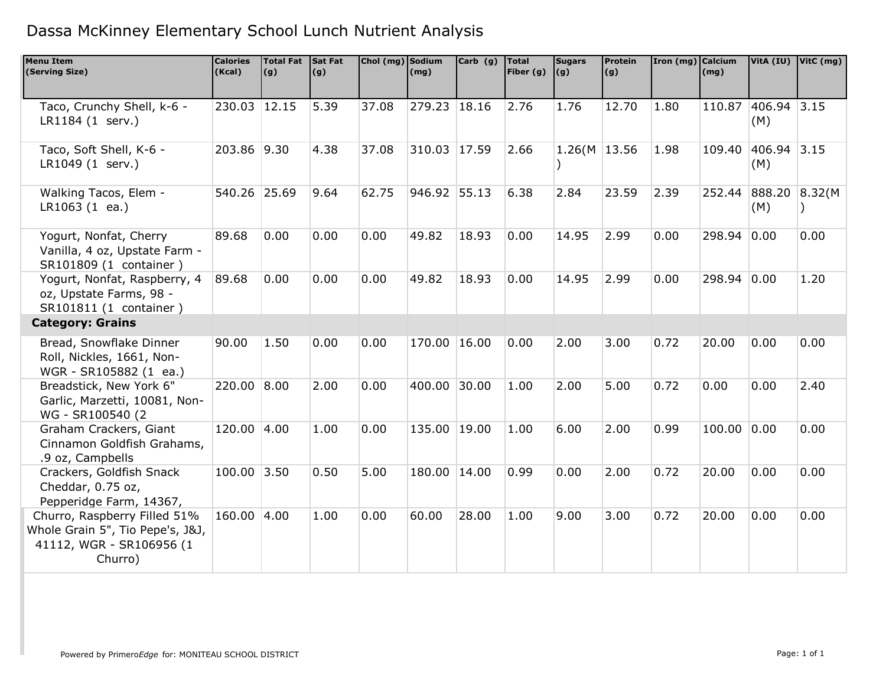# Dassa McKinney Elementary School Lunch Nutrient Analysis

| Menu Item (Serving Size) | Calories (Kcal) | Total Fat (g) | Sat Fat (g) | Chol (mg) | Sodium (mg) | Carb (g) | Total Fiber (g) | Sugars (g) | Protein (g) | Iron (mg) | Calcium (mg) | VitA (IU) | VitC (mg) |
|---|---|---|---|---|---|---|---|---|---|---|---|---|---|
| Taco, Crunchy Shell, k-6 - LR1184 (1 serv.) | 230.03 | 12.15 | 5.39 | 37.08 | 279.23 | 18.16 | 2.76 | 1.76 | 12.70 | 1.80 | 110.87 | 406.94 (M) | 3.15 |
| Taco, Soft Shell, K-6 - LR1049 (1 serv.) | 203.86 | 9.30 | 4.38 | 37.08 | 310.03 | 17.59 | 2.66 | 1.26(M) | 13.56 | 1.98 | 109.40 | 406.94 (M) | 3.15 |
| Walking Tacos, Elem - LR1063 (1 ea.) | 540.26 | 25.69 | 9.64 | 62.75 | 946.92 | 55.13 | 6.38 | 2.84 | 23.59 | 2.39 | 252.44 | 888.20 (M) | 8.32(M) |
| Yogurt, Nonfat, Cherry Vanilla, 4 oz, Upstate Farm - SR101809 (1 container ) | 89.68 | 0.00 | 0.00 | 0.00 | 49.82 | 18.93 | 0.00 | 14.95 | 2.99 | 0.00 | 298.94 | 0.00 | 0.00 |
| Yogurt, Nonfat, Raspberry, 4 oz, Upstate Farms, 98 - SR101811 (1 container ) | 89.68 | 0.00 | 0.00 | 0.00 | 49.82 | 18.93 | 0.00 | 14.95 | 2.99 | 0.00 | 298.94 | 0.00 | 1.20 |
| **Category: Grains** | | | | | | | | | | | | | |
| Bread, Snowflake Dinner Roll, Nickles, 1661, Non-WGR - SR105882 (1 ea.) | 90.00 | 1.50 | 0.00 | 0.00 | 170.00 | 16.00 | 0.00 | 2.00 | 3.00 | 0.72 | 20.00 | 0.00 | 0.00 |
| Breadstick, New York 6" Garlic, Marzetti, 10081, Non-WG - SR100540 (2 | 220.00 | 8.00 | 2.00 | 0.00 | 400.00 | 30.00 | 1.00 | 2.00 | 5.00 | 0.72 | 0.00 | 0.00 | 2.40 |
| Graham Crackers, Giant Cinnamon Goldfish Grahams, .9 oz, Campbells | 120.00 | 4.00 | 1.00 | 0.00 | 135.00 | 19.00 | 1.00 | 6.00 | 2.00 | 0.99 | 100.00 | 0.00 | 0.00 |
| Crackers, Goldfish Snack Cheddar, 0.75 oz, Pepperidge Farm, 14367, | 100.00 | 3.50 | 0.50 | 5.00 | 180.00 | 14.00 | 0.99 | 0.00 | 2.00 | 0.72 | 20.00 | 0.00 | 0.00 |
| Churro, Raspberry Filled 51% Whole Grain 5", Tio Pepe's, J&J, 41112, WGR - SR106956 (1 Churro) | 160.00 | 4.00 | 1.00 | 0.00 | 60.00 | 28.00 | 1.00 | 9.00 | 3.00 | 0.72 | 20.00 | 0.00 | 0.00 |

Powered by Primero*Edge* for: MONITEAU SCHOOL DISTRICT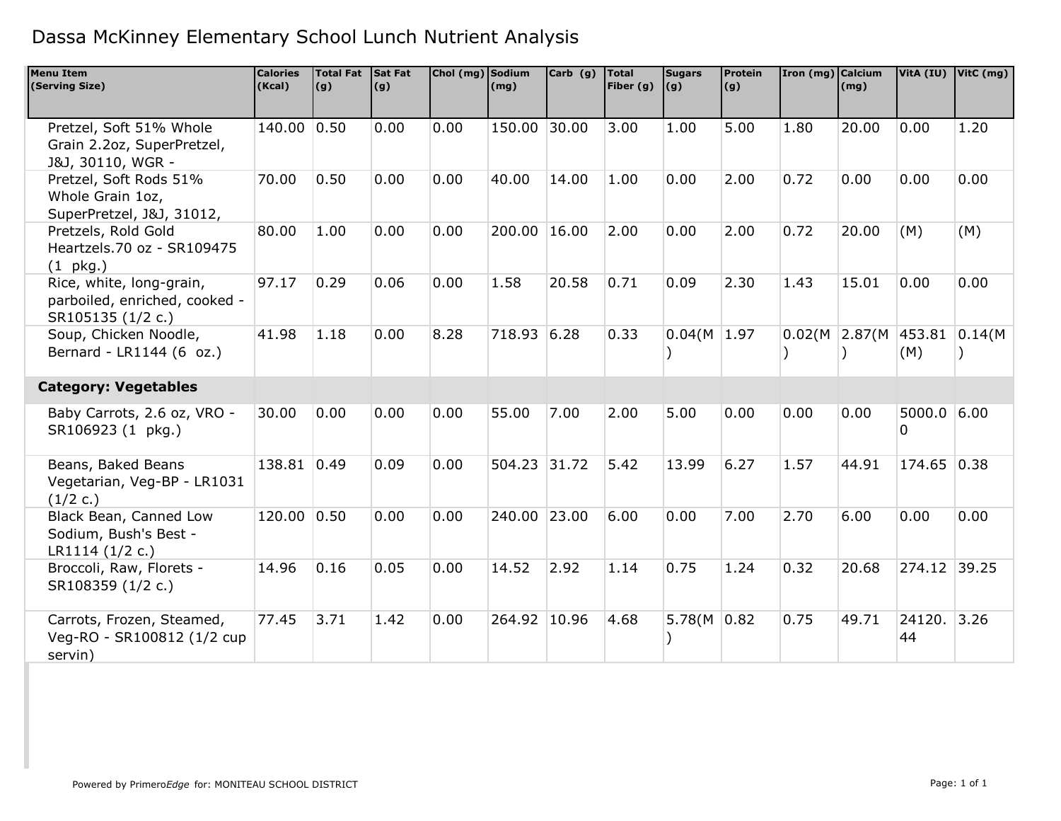# Dassa McKinney Elementary School Lunch Nutrient Analysis

| Menu Item (Serving Size) | Calories (Kcal) | Total Fat (g) | Sat Fat (g) | Chol (mg) | Sodium (mg) | Carb (g) | Total Fiber (g) | Sugars (g) | Protein (g) | Iron (mg) | Calcium (mg) | VitA (IU) | VitC (mg) |
|---|---|---|---|---|---|---|---|---|---|---|---|---|---|
| Pretzel, Soft 51% Whole Grain 2.2oz, SuperPretzel, J&J, 30110, WGR - | 140.00 | 0.50 | 0.00 | 0.00 | 150.00 | 30.00 | 3.00 | 1.00 | 5.00 | 1.80 | 20.00 | 0.00 | 1.20 |
| Pretzel, Soft Rods 51% Whole Grain 1oz, SuperPretzel, J&J, 31012, | 70.00 | 0.50 | 0.00 | 0.00 | 40.00 | 14.00 | 1.00 | 0.00 | 2.00 | 0.72 | 0.00 | 0.00 | 0.00 |
| Pretzels, Rold Gold Heartzels.70 oz - SR109475 (1 pkg.) | 80.00 | 1.00 | 0.00 | 0.00 | 200.00 | 16.00 | 2.00 | 0.00 | 2.00 | 0.72 | 20.00 | (M) | (M) |
| Rice, white, long-grain, parboiled, enriched, cooked - SR105135 (1/2 c.) | 97.17 | 0.29 | 0.06 | 0.00 | 1.58 | 20.58 | 0.71 | 0.09 | 2.30 | 1.43 | 15.01 | 0.00 | 0.00 |
| Soup, Chicken Noodle, Bernard - LR1144 (6 oz.) | 41.98 | 1.18 | 0.00 | 8.28 | 718.93 | 6.28 | 0.33 | 0.04(M) | 1.97 | 0.02(M) | 2.87(M) | 453.81 (M) | 0.14(M) |
| **Category: Vegetables** | | | | | | | | | | | | | |
| Baby Carrots, 2.6 oz, VRO - SR106923 (1 pkg.) | 30.00 | 0.00 | 0.00 | 0.00 | 55.00 | 7.00 | 2.00 | 5.00 | 0.00 | 0.00 | 0.00 | 5000.00 | 6.00 |
| Beans, Baked Beans Vegetarian, Veg-BP - LR1031 (1/2 c.) | 138.81 | 0.49 | 0.09 | 0.00 | 504.23 | 31.72 | 5.42 | 13.99 | 6.27 | 1.57 | 44.91 | 174.65 | 0.38 |
| Black Bean, Canned Low Sodium, Bush's Best - LR1114 (1/2 c.) | 120.00 | 0.50 | 0.00 | 0.00 | 240.00 | 23.00 | 6.00 | 0.00 | 7.00 | 2.70 | 6.00 | 0.00 | 0.00 |
| Broccoli, Raw, Florets - SR108359 (1/2 c.) | 14.96 | 0.16 | 0.05 | 0.00 | 14.52 | 2.92 | 1.14 | 0.75 | 1.24 | 0.32 | 20.68 | 274.12 | 39.25 |
| Carrots, Frozen, Steamed, Veg-RO - SR100812 (1/2 cup servin) | 77.45 | 3.71 | 1.42 | 0.00 | 264.92 | 10.96 | 4.68 | 5.78(M) | 0.82 | 0.75 | 49.71 | 24120.44 | 3.26 |

Powered by Primero*Edge* for: MONITEAU SCHOOL DISTRICT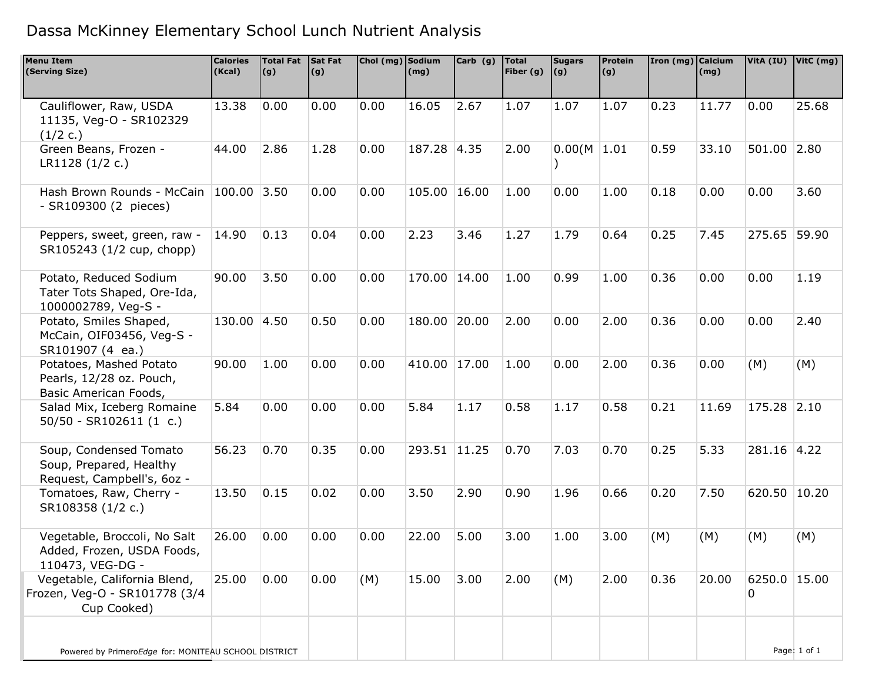# Dassa McKinney Elementary School Lunch Nutrient Analysis

| Menu Item (Serving Size) | Calories (Kcal) | Total Fat (g) | Sat Fat (g) | Chol (mg) | Sodium (mg) | Carb (g) | Total Fiber (g) | Sugars (g) | Protein (g) | Iron (mg) | Calcium (mg) | VitA (IU) | VitC (mg) |
|---|---|---|---|---|---|---|---|---|---|---|---|---|---|
| Cauliflower, Raw, USDA 11135, Veg-O - SR102329 (1/2 c.) | 13.38 | 0.00 | 0.00 | 0.00 | 16.05 | 2.67 | 1.07 | 1.07 | 1.07 | 0.23 | 11.77 | 0.00 | 25.68 |
| Green Beans, Frozen - LR1128 (1/2 c.) | 44.00 | 2.86 | 1.28 | 0.00 | 187.28 | 4.35 | 2.00 | 0.00(M) | 1.01 | 0.59 | 33.10 | 501.00 | 2.80 |
| Hash Brown Rounds - McCain - SR109300 (2 pieces) | 100.00 | 3.50 | 0.00 | 0.00 | 105.00 | 16.00 | 1.00 | 0.00 | 1.00 | 0.18 | 0.00 | 0.00 | 3.60 |
| Peppers, sweet, green, raw - SR105243 (1/2 cup, chopp) | 14.90 | 0.13 | 0.04 | 0.00 | 2.23 | 3.46 | 1.27 | 1.79 | 0.64 | 0.25 | 7.45 | 275.65 | 59.90 |
| Potato, Reduced Sodium Tater Tots Shaped, Ore-Ida, 1000002789, Veg-S - | 90.00 | 3.50 | 0.00 | 0.00 | 170.00 | 14.00 | 1.00 | 0.99 | 1.00 | 0.36 | 0.00 | 0.00 | 1.19 |
| Potato, Smiles Shaped, McCain, OIF03456, Veg-S - SR101907 (4 ea.) | 130.00 | 4.50 | 0.50 | 0.00 | 180.00 | 20.00 | 2.00 | 0.00 | 2.00 | 0.36 | 0.00 | 0.00 | 2.40 |
| Potatoes, Mashed Potato Pearls, 12/28 oz. Pouch, Basic American Foods, | 90.00 | 1.00 | 0.00 | 0.00 | 410.00 | 17.00 | 1.00 | 0.00 | 2.00 | 0.36 | 0.00 | (M) | (M) |
| Salad Mix, Iceberg Romaine 50/50 - SR102611 (1 c.) | 5.84 | 0.00 | 0.00 | 0.00 | 5.84 | 1.17 | 0.58 | 1.17 | 0.58 | 0.21 | 11.69 | 175.28 | 2.10 |
| Soup, Condensed Tomato Soup, Prepared, Healthy Request, Campbell's, 6oz - | 56.23 | 0.70 | 0.35 | 0.00 | 293.51 | 11.25 | 0.70 | 7.03 | 0.70 | 0.25 | 5.33 | 281.16 | 4.22 |
| Tomatoes, Raw, Cherry - SR108358 (1/2 c.) | 13.50 | 0.15 | 0.02 | 0.00 | 3.50 | 2.90 | 0.90 | 1.96 | 0.66 | 0.20 | 7.50 | 620.50 | 10.20 |
| Vegetable, Broccoli, No Salt Added, Frozen, USDA Foods, 110473, VEG-DG - | 26.00 | 0.00 | 0.00 | 0.00 | 22.00 | 5.00 | 3.00 | 1.00 | 3.00 | (M) | (M) | (M) | (M) |
| Vegetable, California Blend, Frozen, Veg-O - SR101778 (3/4 Cup Cooked) | 25.00 | 0.00 | 0.00 | (M) | 15.00 | 3.00 | 2.00 | (M) | 2.00 | 0.36 | 20.00 | 6250.00 | 15.00 |

Powered by PrimeroEdge for: MONITEAU SCHOOL DISTRICT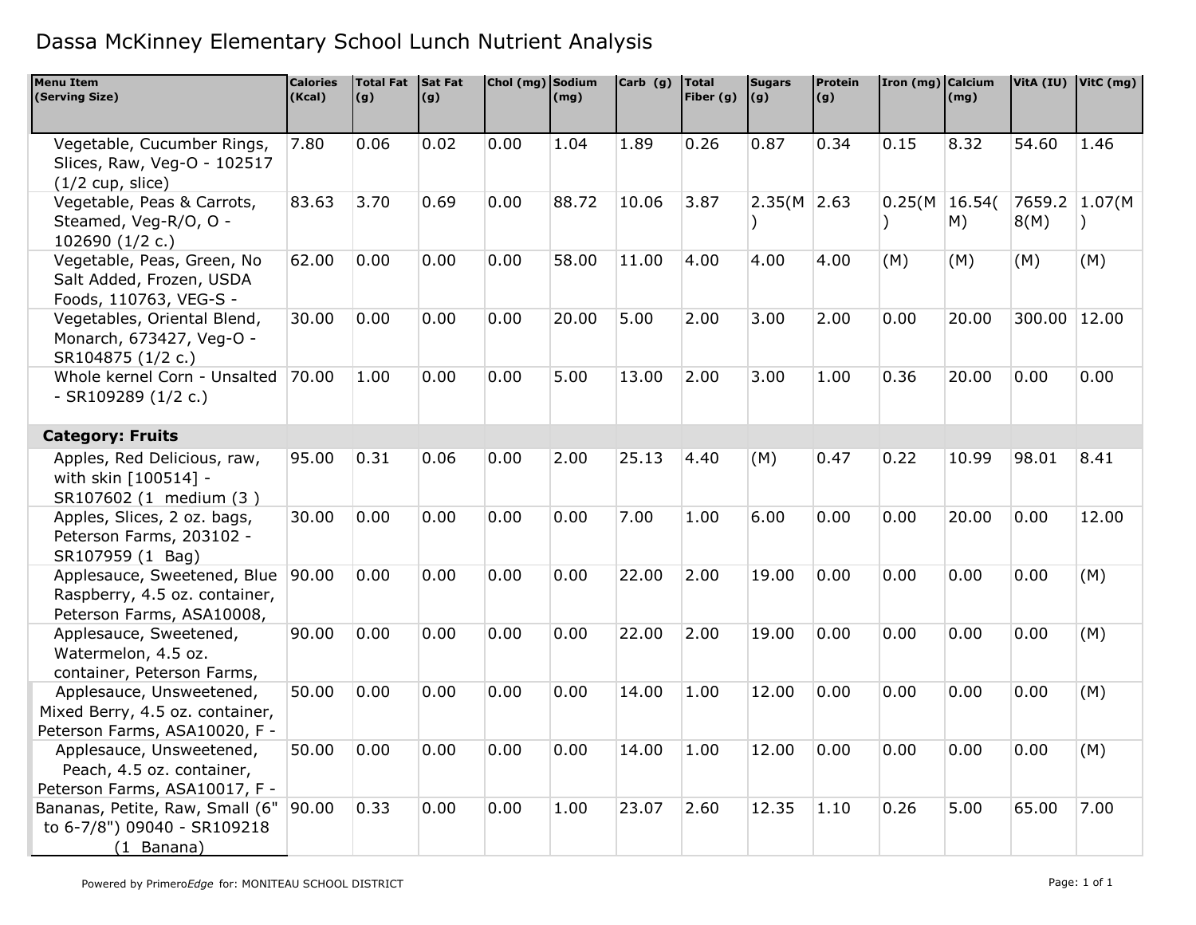# Dassa McKinney Elementary School Lunch Nutrient Analysis

| Menu Item (Serving Size) | Calories (Kcal) | Total Fat (g) | Sat Fat (g) | Chol (mg) | Sodium (mg) | Carb (g) | Total Fiber (g) | Sugars (g) | Protein (g) | Iron (mg) | Calcium (mg) | VitA (IU) | VitC (mg) |
|---|---|---|---|---|---|---|---|---|---|---|---|---|---|
| Vegetable, Cucumber Rings, Slices, Raw, Veg-O - 102517 (1/2 cup, slice) | 7.80 | 0.06 | 0.02 | 0.00 | 1.04 | 1.89 | 0.26 | 0.87 | 0.34 | 0.15 | 8.32 | 54.60 | 1.46 |
| Vegetable, Peas & Carrots, Steamed, Veg-R/O, O - 102690 (1/2 c.) | 83.63 | 3.70 | 0.69 | 0.00 | 88.72 | 10.06 | 3.87 | 2.35(M) | 2.63 | 0.25(M) | 16.54(M) | 7659.28(M) | 1.07(M) |
| Vegetable, Peas, Green, No Salt Added, Frozen, USDA Foods, 110763, VEG-S - | 62.00 | 0.00 | 0.00 | 0.00 | 58.00 | 11.00 | 4.00 | 4.00 | 4.00 | (M) | (M) | (M) | (M) |
| Vegetables, Oriental Blend, Monarch, 673427, Veg-O - SR104875 (1/2 c.) | 30.00 | 0.00 | 0.00 | 0.00 | 20.00 | 5.00 | 2.00 | 3.00 | 2.00 | 0.00 | 20.00 | 300.00 | 12.00 |
| Whole kernel Corn - Unsalted - SR109289 (1/2 c.) | 70.00 | 1.00 | 0.00 | 0.00 | 5.00 | 13.00 | 2.00 | 3.00 | 1.00 | 0.36 | 20.00 | 0.00 | 0.00 |
| **Category: Fruits** | | | | | | | | | | | | | |
| Apples, Red Delicious, raw, with skin [100514] - SR107602 (1 medium (3 ) | 95.00 | 0.31 | 0.06 | 0.00 | 2.00 | 25.13 | 4.40 | (M) | 0.47 | 0.22 | 10.99 | 98.01 | 8.41 |
| Apples, Slices, 2 oz. bags, Peterson Farms, 203102 - SR107959 (1 Bag) | 30.00 | 0.00 | 0.00 | 0.00 | 0.00 | 7.00 | 1.00 | 6.00 | 0.00 | 0.00 | 20.00 | 0.00 | 12.00 |
| Applesauce, Sweetened, Blue Raspberry, 4.5 oz. container, Peterson Farms, ASA10008, | 90.00 | 0.00 | 0.00 | 0.00 | 0.00 | 22.00 | 2.00 | 19.00 | 0.00 | 0.00 | 0.00 | 0.00 | (M) |
| Applesauce, Sweetened, Watermelon, 4.5 oz. container, Peterson Farms, | 90.00 | 0.00 | 0.00 | 0.00 | 0.00 | 22.00 | 2.00 | 19.00 | 0.00 | 0.00 | 0.00 | 0.00 | (M) |
| Applesauce, Unsweetened, Mixed Berry, 4.5 oz. container, Peterson Farms, ASA10020, F - | 50.00 | 0.00 | 0.00 | 0.00 | 0.00 | 14.00 | 1.00 | 12.00 | 0.00 | 0.00 | 0.00 | 0.00 | (M) |
| Applesauce, Unsweetened, Peach, 4.5 oz. container, Peterson Farms, ASA10017, F - | 50.00 | 0.00 | 0.00 | 0.00 | 0.00 | 14.00 | 1.00 | 12.00 | 0.00 | 0.00 | 0.00 | 0.00 | (M) |
| Bananas, Petite, Raw, Small (6" to 6-7/8") 09040 - SR109218 (1 Banana) | 90.00 | 0.33 | 0.00 | 0.00 | 1.00 | 23.07 | 2.60 | 12.35 | 1.10 | 0.26 | 5.00 | 65.00 | 7.00 |

Powered by Primero*Edge* for: MONITEAU SCHOOL DISTRICT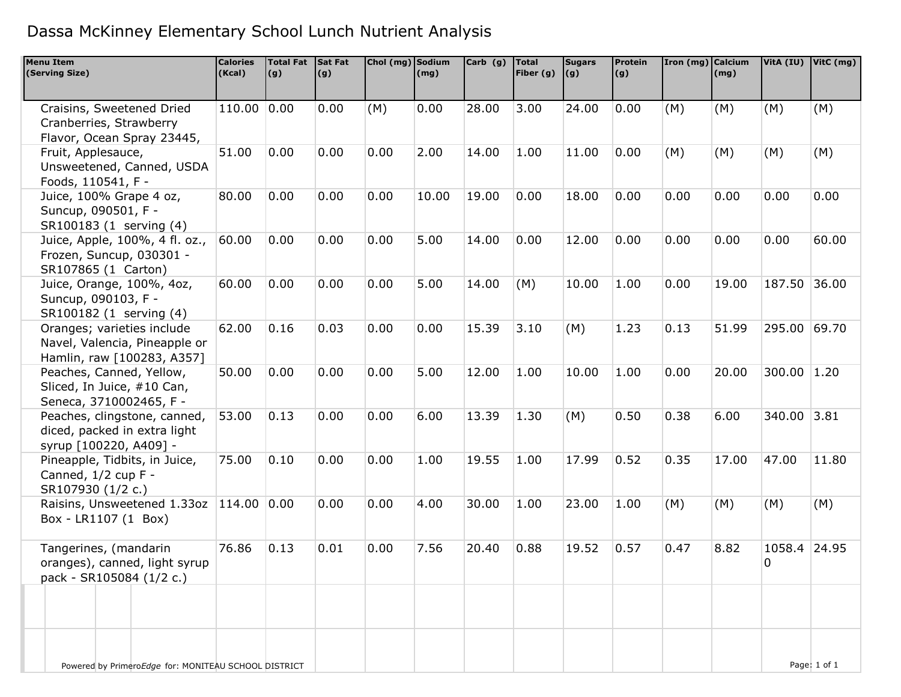# Dassa McKinney Elementary School Lunch Nutrient Analysis

| Menu Item (Serving Size) | Calories (Kcal) | Total Fat (g) | Sat Fat (g) | Chol (mg) | Sodium (mg) | Carb (g) | Total Fiber (g) | Sugars (g) | Protein (g) | Iron (mg) | Calcium (mg) | VitA (IU) | VitC (mg) |
|---|---|---|---|---|---|---|---|---|---|---|---|---|---|
| Craisins, Sweetened Dried Cranberries, Strawberry Flavor, Ocean Spray 23445, | 110.00 | 0.00 | 0.00 | (M) | 0.00 | 28.00 | 3.00 | 24.00 | 0.00 | (M) | (M) | (M) | (M) |
| Fruit, Applesauce, Unsweetened, Canned, USDA Foods, 110541, F - | 51.00 | 0.00 | 0.00 | 0.00 | 2.00 | 14.00 | 1.00 | 11.00 | 0.00 | (M) | (M) | (M) | (M) |
| Juice, 100% Grape 4 oz, Suncup, 090501, F - SR100183 (1 serving (4) | 80.00 | 0.00 | 0.00 | 0.00 | 10.00 | 19.00 | 0.00 | 18.00 | 0.00 | 0.00 | 0.00 | 0.00 | 0.00 |
| Juice, Apple, 100%, 4 fl. oz., Frozen, Suncup, 030301 - SR107865 (1 Carton) | 60.00 | 0.00 | 0.00 | 0.00 | 5.00 | 14.00 | 0.00 | 12.00 | 0.00 | 0.00 | 0.00 | 0.00 | 60.00 |
| Juice, Orange, 100%, 4oz, Suncup, 090103, F - SR100182 (1 serving (4) | 60.00 | 0.00 | 0.00 | 0.00 | 5.00 | 14.00 | (M) | 10.00 | 1.00 | 0.00 | 19.00 | 187.50 | 36.00 |
| Oranges; varieties include Navel, Valencia, Pineapple or Hamlin, raw [100283, A357] | 62.00 | 0.16 | 0.03 | 0.00 | 0.00 | 15.39 | 3.10 | (M) | 1.23 | 0.13 | 51.99 | 295.00 | 69.70 |
| Peaches, Canned, Yellow, Sliced, In Juice, #10 Can, Seneca, 3710002465, F - | 50.00 | 0.00 | 0.00 | 0.00 | 5.00 | 12.00 | 1.00 | 10.00 | 1.00 | 0.00 | 20.00 | 300.00 | 1.20 |
| Peaches, clingstone, canned, diced, packed in extra light syrup [100220, A409] - | 53.00 | 0.13 | 0.00 | 0.00 | 6.00 | 13.39 | 1.30 | (M) | 0.50 | 0.38 | 6.00 | 340.00 | 3.81 |
| Pineapple, Tidbits, in Juice, Canned, 1/2 cup F - SR107930 (1/2 c.) | 75.00 | 0.10 | 0.00 | 0.00 | 1.00 | 19.55 | 1.00 | 17.99 | 0.52 | 0.35 | 17.00 | 47.00 | 11.80 |
| Raisins, Unsweetened 1.33oz Box - LR1107 (1 Box) | 114.00 | 0.00 | 0.00 | 0.00 | 4.00 | 30.00 | 1.00 | 23.00 | 1.00 | (M) | (M) | (M) | (M) |
| Tangerines, (mandarin oranges), canned, light syrup pack - SR105084 (1/2 c.) | 76.86 | 0.13 | 0.01 | 0.00 | 7.56 | 20.40 | 0.88 | 19.52 | 0.57 | 0.47 | 8.82 | 1058.40 | 24.95 |

Powered by Primero*Edge* for: MONITEAU SCHOOL DISTRICT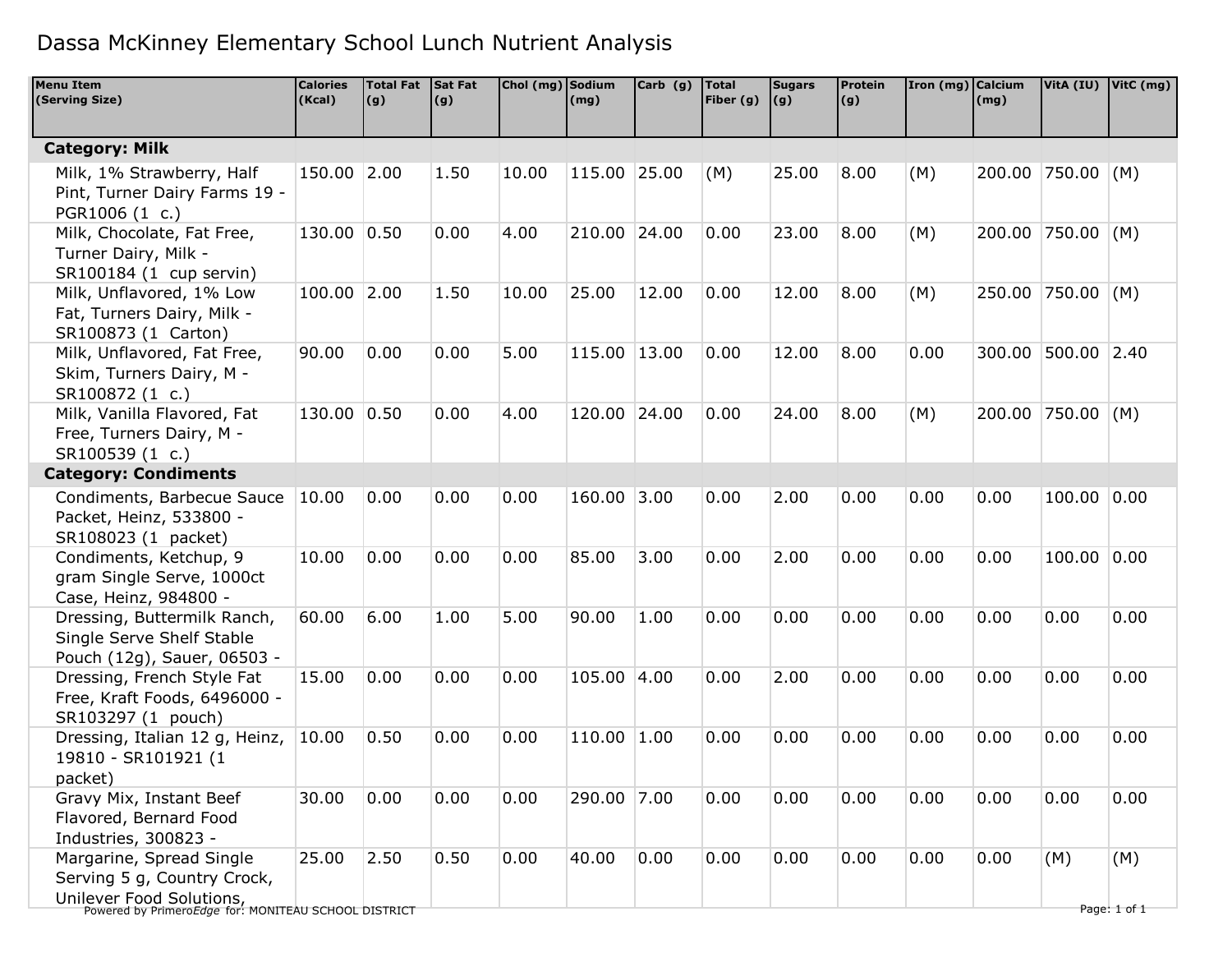# Dassa McKinney Elementary School Lunch Nutrient Analysis

| Menu Item (Serving Size) | Calories (Kcal) | Total Fat (g) | Sat Fat (g) | Chol (mg) | Sodium (mg) | Carb (g) | Total Fiber (g) | Sugars (g) | Protein (g) | Iron (mg) | Calcium (mg) | VitA (IU) | VitC (mg) |
|---|---|---|---|---|---|---|---|---|---|---|---|---|---|
| **Category: Milk** | | | | | | | | | | | | | |
| Milk, 1% Strawberry, Half Pint, Turner Dairy Farms 19 - PGR1006 (1 c.) | 150.00 | 2.00 | 1.50 | 10.00 | 115.00 | 25.00 | (M) | 25.00 | 8.00 | (M) | 200.00 | 750.00 | (M) |
| Milk, Chocolate, Fat Free, Turner Dairy, Milk - SR100184 (1 cup servin) | 130.00 | 0.50 | 0.00 | 4.00 | 210.00 | 24.00 | 0.00 | 23.00 | 8.00 | (M) | 200.00 | 750.00 | (M) |
| Milk, Unflavored, 1% Low Fat, Turners Dairy, Milk - SR100873 (1 Carton) | 100.00 | 2.00 | 1.50 | 10.00 | 25.00 | 12.00 | 0.00 | 12.00 | 8.00 | (M) | 250.00 | 750.00 | (M) |
| Milk, Unflavored, Fat Free, Skim, Turners Dairy, M - SR100872 (1 c.) | 90.00 | 0.00 | 0.00 | 5.00 | 115.00 | 13.00 | 0.00 | 12.00 | 8.00 | 0.00 | 300.00 | 500.00 | 2.40 |
| Milk, Vanilla Flavored, Fat Free, Turners Dairy, M - SR100539 (1 c.) | 130.00 | 0.50 | 0.00 | 4.00 | 120.00 | 24.00 | 0.00 | 24.00 | 8.00 | (M) | 200.00 | 750.00 | (M) |
| **Category: Condiments** | | | | | | | | | | | | | |
| Condiments, Barbecue Sauce Packet, Heinz, 533800 - SR108023 (1 packet) | 10.00 | 0.00 | 0.00 | 0.00 | 160.00 | 3.00 | 0.00 | 2.00 | 0.00 | 0.00 | 0.00 | 100.00 | 0.00 |
| Condiments, Ketchup, 9 gram Single Serve, 1000ct Case, Heinz, 984800 - | 10.00 | 0.00 | 0.00 | 0.00 | 85.00 | 3.00 | 0.00 | 2.00 | 0.00 | 0.00 | 0.00 | 100.00 | 0.00 |
| Dressing, Buttermilk Ranch, Single Serve Shelf Stable Pouch (12g), Sauer, 06503 - | 60.00 | 6.00 | 1.00 | 5.00 | 90.00 | 1.00 | 0.00 | 0.00 | 0.00 | 0.00 | 0.00 | 0.00 | 0.00 |
| Dressing, French Style Fat Free, Kraft Foods, 6496000 - SR103297 (1 pouch) | 15.00 | 0.00 | 0.00 | 0.00 | 105.00 | 4.00 | 0.00 | 2.00 | 0.00 | 0.00 | 0.00 | 0.00 | 0.00 |
| Dressing, Italian 12 g, Heinz, 19810 - SR101921 (1 packet) | 10.00 | 0.50 | 0.00 | 0.00 | 110.00 | 1.00 | 0.00 | 0.00 | 0.00 | 0.00 | 0.00 | 0.00 | 0.00 |
| Gravy Mix, Instant Beef Flavored, Bernard Food Industries, 300823 - | 30.00 | 0.00 | 0.00 | 0.00 | 290.00 | 7.00 | 0.00 | 0.00 | 0.00 | 0.00 | 0.00 | 0.00 | 0.00 |
| Margarine, Spread Single Serving 5 g, Country Crock, Unilever Food Solutions, | 25.00 | 2.50 | 0.50 | 0.00 | 40.00 | 0.00 | 0.00 | 0.00 | 0.00 | 0.00 | 0.00 | (M) | (M) |

Powered by Primero*Edge* for: MONITEAU SCHOOL DISTRICT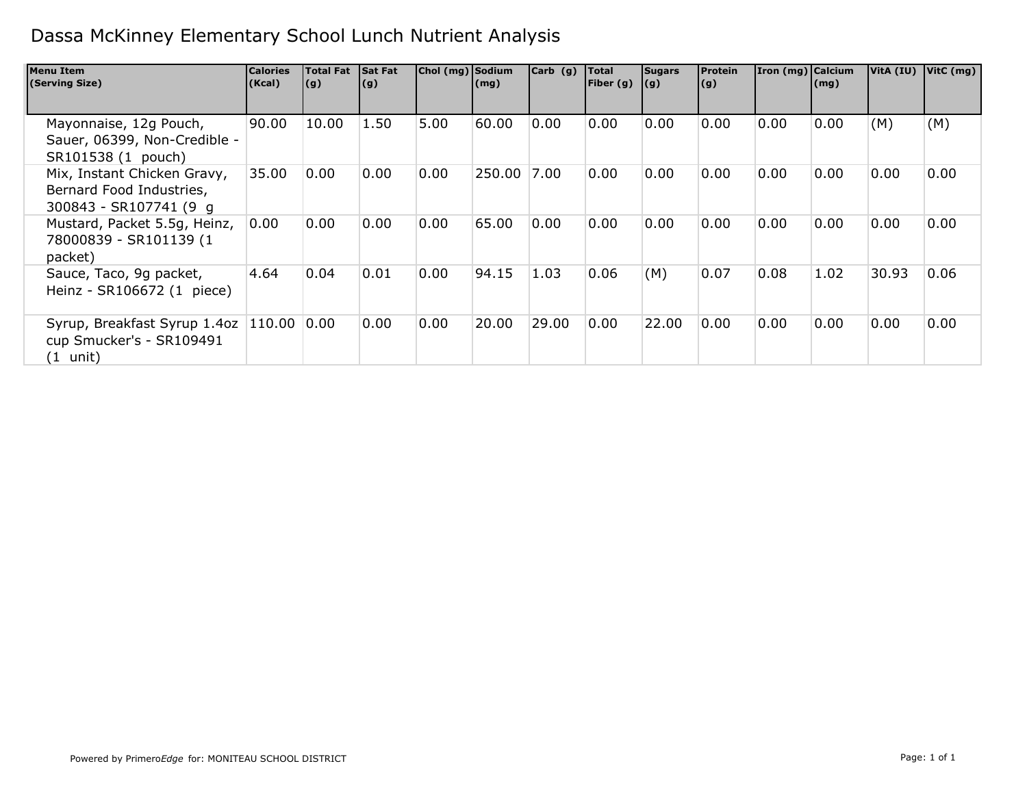# Dassa McKinney Elementary School Lunch Nutrient Analysis

| Menu Item (Serving Size) | Calories (Kcal) | Total Fat (g) | Sat Fat (g) | Chol (mg) | Sodium (mg) | Carb (g) | Total Fiber (g) | Sugars (g) | Protein (g) | Iron (mg) | Calcium (mg) | VitA (IU) | VitC (mg) |
|---|---|---|---|---|---|---|---|---|---|---|---|---|---|
| Mayonnaise, 12g Pouch, Sauer, 06399, Non-Credible - SR101538 (1 pouch) | 90.00 | 10.00 | 1.50 | 5.00 | 60.00 | 0.00 | 0.00 | 0.00 | 0.00 | 0.00 | 0.00 | (M) | (M) |
| Mix, Instant Chicken Gravy, Bernard Food Industries, 300843 - SR107741 (9 g | 35.00 | 0.00 | 0.00 | 0.00 | 250.00 | 7.00 | 0.00 | 0.00 | 0.00 | 0.00 | 0.00 | 0.00 | 0.00 |
| Mustard, Packet 5.5g, Heinz, 78000839 - SR101139 (1 packet) | 0.00 | 0.00 | 0.00 | 0.00 | 65.00 | 0.00 | 0.00 | 0.00 | 0.00 | 0.00 | 0.00 | 0.00 | 0.00 |
| Sauce, Taco, 9g packet, Heinz - SR106672 (1 piece) | 4.64 | 0.04 | 0.01 | 0.00 | 94.15 | 1.03 | 0.06 | (M) | 0.07 | 0.08 | 1.02 | 30.93 | 0.06 |
| Syrup, Breakfast Syrup 1.4oz cup Smucker's - SR109491 (1 unit) | 110.00 | 0.00 | 0.00 | 0.00 | 20.00 | 29.00 | 0.00 | 22.00 | 0.00 | 0.00 | 0.00 | 0.00 | 0.00 |

Powered by Primero*Edge* for: MONITEAU SCHOOL DISTRICT